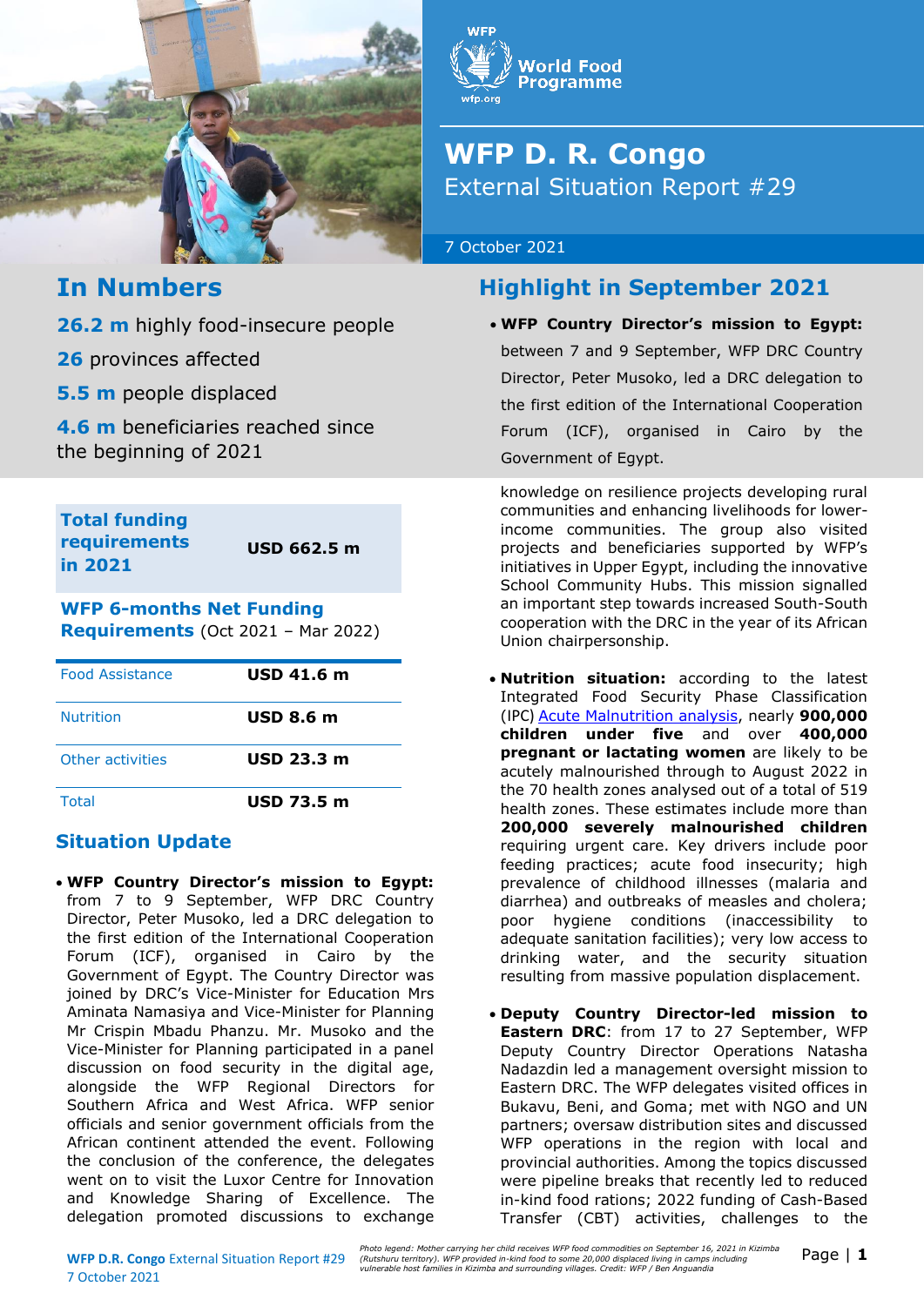# WFP D. R. Congo

External Situation Report #29

7 October 2021

## In Numbers

**26.2 m** highly food-insecure people

**26** provinces affected

**5.5 m** people displaced

**4.6 m** beneficiaries reached since the beginning of 2021

| **Total funding requirements in 2021** | **USD 662.5 m** |
|---|---|

**WFP 6-months Net Funding Requirements** (Oct 2021 – Mar 2022)

| | |
|---|---|
| Food Assistance | **USD 41.6 m** |
| Nutrition | **USD 8.6 m** |
| Other activities | **USD 23.3 m** |
| Total | **USD 73.5 m** |

## Highlight in September 2021

- **WFP Country Director's mission to Egypt:** between 7 and 9 September, WFP DRC Country Director, Peter Musoko, led a DRC delegation to the first edition of the International Cooperation Forum (ICF), organised in Cairo by the Government of Egypt.

## Situation Update

- **WFP Country Director's mission to Egypt:** from 7 to 9 September, WFP DRC Country Director, Peter Musoko, led a DRC delegation to the first edition of the International Cooperation Forum (ICF), organised in Cairo by the Government of Egypt. The Country Director was joined by DRC's Vice-Minister for Education Mrs Aminata Namasiya and Vice-Minister for Planning Mr Crispin Mbadu Phanzu. Mr. Musoko and the Vice-Minister for Planning participated in a panel discussion on food security in the digital age, alongside the WFP Regional Directors for Southern Africa and West Africa. WFP senior officials and senior government officials from the African continent attended the event. Following the conclusion of the conference, the delegates went on to visit the Luxor Centre for Innovation and Knowledge Sharing of Excellence. The delegation promoted discussions to exchange knowledge on resilience projects developing rural communities and enhancing livelihoods for lower-income communities. The group also visited projects and beneficiaries supported by WFP's initiatives in Upper Egypt, including the innovative School Community Hubs. This mission signalled an important step towards increased South-South cooperation with the DRC in the year of its African Union chairpersonship.

- **Nutrition situation:** according to the latest Integrated Food Security Phase Classification (IPC) Acute Malnutrition analysis, nearly **900,000 children under five** and over **400,000 pregnant or lactating women** are likely to be acutely malnourished through to August 2022 in the 70 health zones analysed out of a total of 519 health zones. These estimates include more than **200,000 severely malnourished children** requiring urgent care. Key drivers include poor feeding practices; acute food insecurity; high prevalence of childhood illnesses (malaria and diarrhea) and outbreaks of measles and cholera; poor hygiene conditions (inaccessibility to adequate sanitation facilities); very low access to drinking water, and the security situation resulting from massive population displacement.

- **Deputy Country Director-led mission to Eastern DRC**: from 17 to 27 September, WFP Deputy Country Director Operations Natasha Nadazdin led a management oversight mission to Eastern DRC. The WFP delegates visited offices in Bukavu, Beni, and Goma; met with NGO and UN partners; oversaw distribution sites and discussed WFP operations in the region with local and provincial authorities. Among the topics discussed were pipeline breaks that recently led to reduced in-kind food rations; 2022 funding of Cash-Based Transfer (CBT) activities, challenges to the

*Photo legend: Mother carrying her child receives WFP food commodities on September 16, 2021 in Kizimba (Rutshuru territory). WFP provided in-kind food to some 20,000 displaced living in camps including vulnerable host families in Kizimba and surrounding villages. Credit: WFP / Ben Anguandia*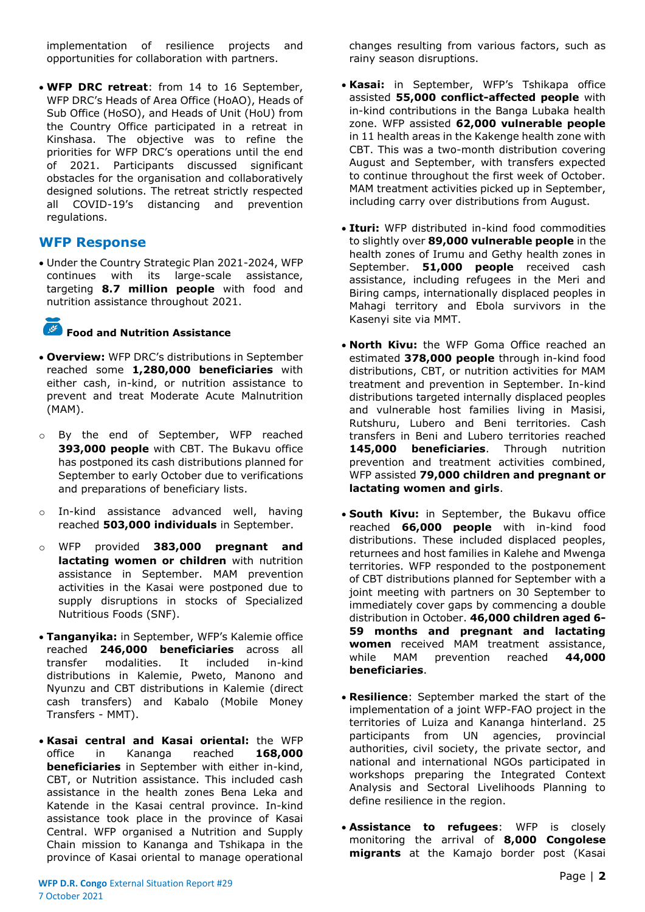implementation of resilience projects and opportunities for collaboration with partners.

- **WFP DRC retreat**: from 14 to 16 September, WFP DRC's Heads of Area Office (HoAO), Heads of Sub Office (HoSO), and Heads of Unit (HoU) from the Country Office participated in a retreat in Kinshasa. The objective was to refine the priorities for WFP DRC's operations until the end of 2021. Participants discussed significant obstacles for the organisation and collaboratively designed solutions. The retreat strictly respected all COVID-19's distancing and prevention regulations.

## WFP Response

- Under the Country Strategic Plan 2021-2024, WFP continues with its large-scale assistance, targeting **8.7 million people** with food and nutrition assistance throughout 2021.

### Food and Nutrition Assistance

- **Overview:** WFP DRC's distributions in September reached some **1,280,000 beneficiaries** with either cash, in-kind, or nutrition assistance to prevent and treat Moderate Acute Malnutrition (MAM).
  - By the end of September, WFP reached **393,000 people** with CBT. The Bukavu office has postponed its cash distributions planned for September to early October due to verifications and preparations of beneficiary lists.
  - In-kind assistance advanced well, having reached **503,000 individuals** in September.
  - WFP provided **383,000 pregnant and lactating women or children** with nutrition assistance in September. MAM prevention activities in the Kasai were postponed due to supply disruptions in stocks of Specialized Nutritious Foods (SNF).
- **Tanganyika:** in September, WFP's Kalemie office reached **246,000 beneficiaries** across all transfer modalities. It included in-kind distributions in Kalemie, Pweto, Manono and Nyunzu and CBT distributions in Kalemie (direct cash transfers) and Kabalo (Mobile Money Transfers - MMT).
- **Kasai central and Kasai oriental:** the WFP office in Kananga reached **168,000 beneficiaries** in September with either in-kind, CBT, or Nutrition assistance. This included cash assistance in the health zones Bena Leka and Katende in the Kasai central province. In-kind assistance took place in the province of Kasai Central. WFP organised a Nutrition and Supply Chain mission to Kananga and Tshikapa in the province of Kasai oriental to manage operational changes resulting from various factors, such as rainy season disruptions.
- **Kasai:** in September, WFP's Tshikapa office assisted **55,000 conflict-affected people** with in-kind contributions in the Banga Lubaka health zone. WFP assisted **62,000 vulnerable people** in 11 health areas in the Kakenge health zone with CBT. This was a two-month distribution covering August and September, with transfers expected to continue throughout the first week of October. MAM treatment activities picked up in September, including carry over distributions from August.
- **Ituri:** WFP distributed in-kind food commodities to slightly over **89,000 vulnerable people** in the health zones of Irumu and Gethy health zones in September. **51,000 people** received cash assistance, including refugees in the Meri and Biring camps, internationally displaced peoples in Mahagi territory and Ebola survivors in the Kasenyi site via MMT.
- **North Kivu:** the WFP Goma Office reached an estimated **378,000 people** through in-kind food distributions, CBT, or nutrition activities for MAM treatment and prevention in September. In-kind distributions targeted internally displaced peoples and vulnerable host families living in Masisi, Rutshuru, Lubero and Beni territories. Cash transfers in Beni and Lubero territories reached **145,000 beneficiaries**. Through nutrition prevention and treatment activities combined, WFP assisted **79,000 children and pregnant or lactating women and girls**.
- **South Kivu:** in September, the Bukavu office reached **66,000 people** with in-kind food distributions. These included displaced peoples, returnees and host families in Kalehe and Mwenga territories. WFP responded to the postponement of CBT distributions planned for September with a joint meeting with partners on 30 September to immediately cover gaps by commencing a double distribution in October. **46,000 children aged 6-59 months and pregnant and lactating women** received MAM treatment assistance, while MAM prevention reached **44,000 beneficiaries**.
- **Resilience**: September marked the start of the implementation of a joint WFP-FAO project in the territories of Luiza and Kananga hinterland. 25 participants from UN agencies, provincial authorities, civil society, the private sector, and national and international NGOs participated in workshops preparing the Integrated Context Analysis and Sectoral Livelihoods Planning to define resilience in the region.
- **Assistance to refugees**: WFP is closely monitoring the arrival of **8,000 Congolese migrants** at the Kamajo border post (Kasai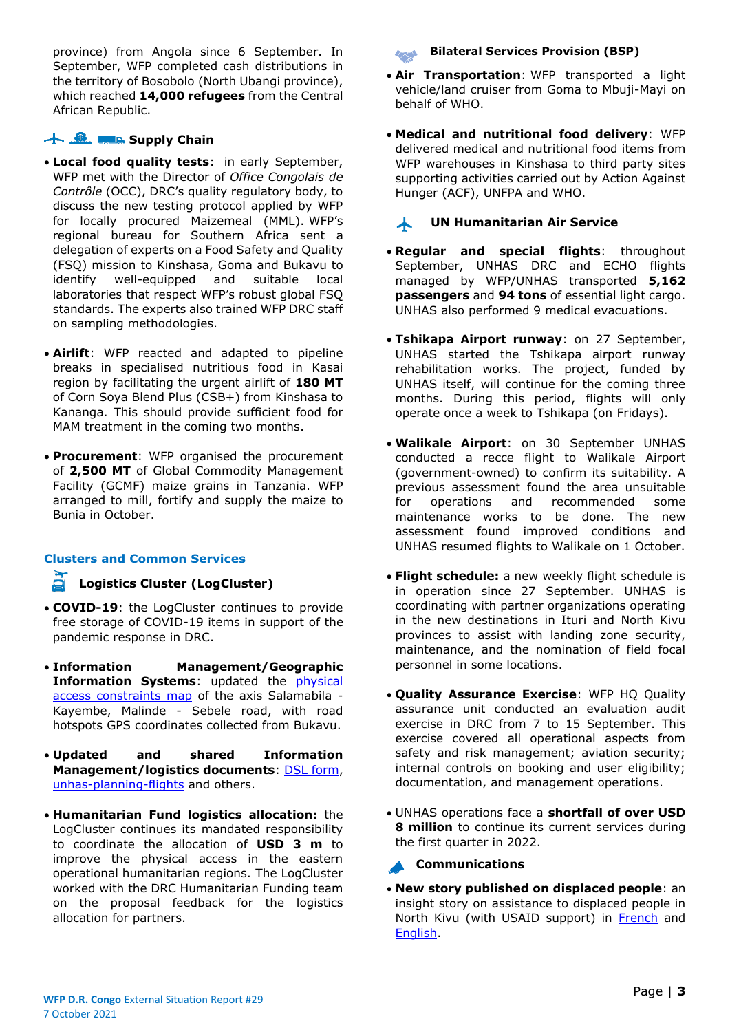province) from Angola since 6 September. In September, WFP completed cash distributions in the territory of Bosobolo (North Ubangi province), which reached **14,000 refugees** from the Central African Republic.

### Supply Chain

- **Local food quality tests**: in early September, WFP met with the Director of *Office Congolais de Contrôle* (OCC), DRC's quality regulatory body, to discuss the new testing protocol applied by WFP for locally procured Maizemeal (MML). WFP's regional bureau for Southern Africa sent a delegation of experts on a Food Safety and Quality (FSQ) mission to Kinshasa, Goma and Bukavu to identify well-equipped and suitable local laboratories that respect WFP's robust global FSQ standards. The experts also trained WFP DRC staff on sampling methodologies.

- **Airlift**: WFP reacted and adapted to pipeline breaks in specialised nutritious food in Kasai region by facilitating the urgent airlift of **180 MT** of Corn Soya Blend Plus (CSB+) from Kinshasa to Kananga. This should provide sufficient food for MAM treatment in the coming two months.

- **Procurement**: WFP organised the procurement of **2,500 MT** of Global Commodity Management Facility (GCMF) maize grains in Tanzania. WFP arranged to mill, fortify and supply the maize to Bunia in October.

## Clusters and Common Services

### Logistics Cluster (LogCluster)

- **COVID-19**: the LogCluster continues to provide free storage of COVID-19 items in support of the pandemic response in DRC.

- **Information Management/Geographic Information Systems**: updated the physical access constraints map of the axis Salamabila - Kayembe, Malinde - Sebele road, with road hotspots GPS coordinates collected from Bukavu.

- **Updated and shared Information Management/logistics documents**: DSL form, unhas-planning-flights and others.

- **Humanitarian Fund logistics allocation:** the LogCluster continues its mandated responsibility to coordinate the allocation of **USD 3 m** to improve the physical access in the eastern operational humanitarian regions. The LogCluster worked with the DRC Humanitarian Funding team on the proposal feedback for the logistics allocation for partners.

### Bilateral Services Provision (BSP)

- **Air Transportation**: WFP transported a light vehicle/land cruiser from Goma to Mbuji-Mayi on behalf of WHO.

- **Medical and nutritional food delivery**: WFP delivered medical and nutritional food items from WFP warehouses in Kinshasa to third party sites supporting activities carried out by Action Against Hunger (ACF), UNFPA and WHO.

### UN Humanitarian Air Service

- **Regular and special flights**: throughout September, UNHAS DRC and ECHO flights managed by WFP/UNHAS transported **5,162 passengers** and **94 tons** of essential light cargo. UNHAS also performed 9 medical evacuations.

- **Tshikapa Airport runway**: on 27 September, UNHAS started the Tshikapa airport runway rehabilitation works. The project, funded by UNHAS itself, will continue for the coming three months. During this period, flights will only operate once a week to Tshikapa (on Fridays).

- **Walikale Airport**: on 30 September UNHAS conducted a recce flight to Walikale Airport (government-owned) to confirm its suitability. A previous assessment found the area unsuitable for operations and recommended some maintenance works to be done. The new assessment found improved conditions and UNHAS resumed flights to Walikale on 1 October.

- **Flight schedule:** a new weekly flight schedule is in operation since 27 September. UNHAS is coordinating with partner organizations operating in the new destinations in Ituri and North Kivu provinces to assist with landing zone security, maintenance, and the nomination of field focal personnel in some locations.

- **Quality Assurance Exercise**: WFP HQ Quality assurance unit conducted an evaluation audit exercise in DRC from 7 to 15 September. This exercise covered all operational aspects from safety and risk management; aviation security; internal controls on booking and user eligibility; documentation, and management operations.

- UNHAS operations face a **shortfall of over USD 8 million** to continue its current services during the first quarter in 2022.

### Communications

- **New story published on displaced people**: an insight story on assistance to displaced people in North Kivu (with USAID support) in French and English.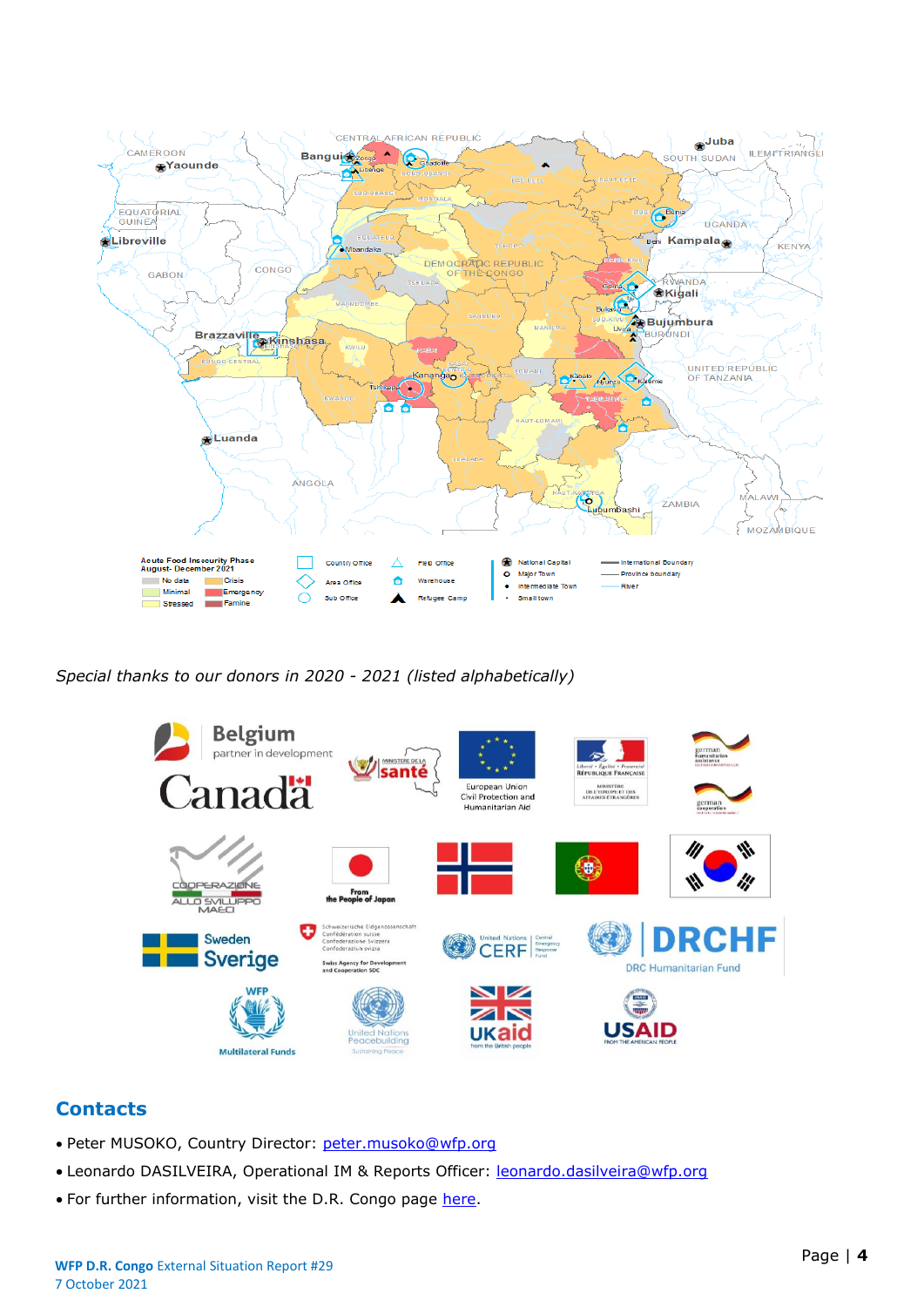Acute Food Insecurity Phase
August - December 2021

No data
Minimal
Stressed
Crisis
Emergency
Famine

Country Office
Area Office
Sub Office
Field Office
Warehouse
Refugee Camp
National Capital
Major Town
Intermediate Town
Small town
International Boundary
Province boundary
River

*Special thanks to our donors in 2020 - 2021 (listed alphabetically)*

## Contacts

- Peter MUSOKO, Country Director: [peter.musoko@wfp.org](mailto:peter.musoko@wfp.org)
- Leonardo DASILVEIRA, Operational IM & Reports Officer: [leonardo.dasilveira@wfp.org](mailto:leonardo.dasilveira@wfp.org)
- For further information, visit the D.R. Congo page here.